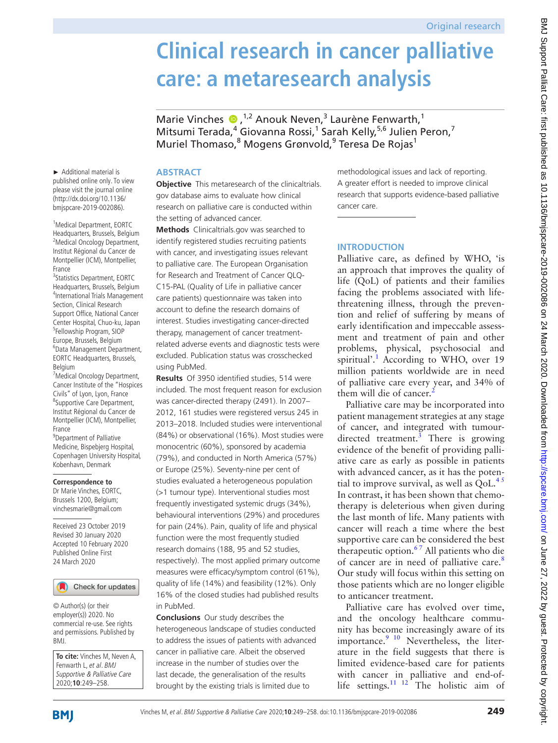Original research

# Clinical research in cancer palliative care: a metaresearch analysis

Marie Vinches,[1,2] Anouk Neven,[3] Laurène Fenwarth,[1] Mitsumi Terada,[4] Giovanna Rossi,[1] Sarah Kelly,[5,6] Julien Peron,[7] Muriel Thomaso,[8] Mogens Grønvold,[9] Teresa De Rojas[1]

► Additional material is published online only. To view please visit the journal online (http://dx.doi.org/10.1136/bmjspcare-2019-002086).

[1]Medical Department, EORTC Headquarters, Brussels, Belgium
[2]Medical Oncology Department, Institut Régional du Cancer de Montpellier (ICM), Montpellier, France
[3]Statistics Department, EORTC Headquarters, Brussels, Belgium
[4]International Trials Management Section, Clinical Research Support Office, National Cancer Center Hospital, Chuo-ku, Japan
[5]Fellowship Program, SIOP Europe, Brussels, Belgium
[6]Data Management Department, EORTC Headquarters, Brussels, Belgium
[7]Medical Oncology Department, Cancer Institute of the "Hospices Civils" of Lyon, Lyon, France
[8]Supportive Care Department, Institut Régional du Cancer de Montpellier (ICM), Montpellier, France
[9]Department of Palliative Medicine, Bispebjerg Hospital, Copenhagen University Hospital, Kobenhavn, Denmark

**Correspondence to**
Dr Marie Vinches, EORTC, Brussels 1200, Belgium; vinchesmarie@gmail.com

Received 23 October 2019
Revised 30 January 2020
Accepted 10 February 2020
Published Online First 24 March 2020

© Author(s) (or their employer(s)) 2020. No commercial re-use. See rights and permissions. Published by BMJ.

**To cite:** Vinches M, Neven A, Fenwarth L, *et al*. *BMJ Supportive & Palliative Care* 2020;**10**:249–258.

## ABSTRACT

**Objective** This metaresearch of the clinicaltrials.gov database aims to evaluate how clinical research on palliative care is conducted within the setting of advanced cancer.

**Methods** Clinicaltrials.gov was searched to identify registered studies recruiting patients with cancer, and investigating issues relevant to palliative care. The European Organisation for Research and Treatment of Cancer QLQ-C15-PAL (Quality of Life in palliative cancer care patients) questionnaire was taken into account to define the research domains of interest. Studies investigating cancer-directed therapy, management of cancer treatment-related adverse events and diagnostic tests were excluded. Publication status was crosschecked using PubMed.

**Results** Of 3950 identified studies, 514 were included. The most frequent reason for exclusion was cancer-directed therapy (2491). In 2007–2012, 161 studies were registered versus 245 in 2013–2018. Included studies were interventional (84%) or observational (16%). Most studies were monocentric (60%), sponsored by academia (79%), and conducted in North America (57%) or Europe (25%). Seventy-nine per cent of studies evaluated a heterogeneous population (>1 tumour type). Interventional studies most frequently investigated systemic drugs (34%), behavioural interventions (29%) and procedures for pain (24%). Pain, quality of life and physical function were the most frequently studied research domains (188, 95 and 52 studies, respectively). The most applied primary outcome measures were efficacy/symptom control (61%), quality of life (14%) and feasibility (12%). Only 16% of the closed studies had published results in PubMed.

**Conclusions** Our study describes the heterogeneous landscape of studies conducted to address the issues of patients with advanced cancer in palliative care. Albeit the observed increase in the number of studies over the last decade, the generalisation of the results brought by the existing trials is limited due to methodological issues and lack of reporting. A greater effort is needed to improve clinical research that supports evidence-based palliative cancer care.

## INTRODUCTION

Palliative care, as defined by WHO, 'is an approach that improves the quality of life (QoL) of patients and their families facing the problems associated with life-threatening illness, through the prevention and relief of suffering by means of early identification and impeccable assessment and treatment of pain and other problems, physical, psychosocial and spiritual'.[1] According to WHO, over 19 million patients worldwide are in need of palliative care every year, and 34% of them will die of cancer.[2]

Palliative care may be incorporated into patient management strategies at any stage of cancer, and integrated with tumour-directed treatment.[3] There is growing evidence of the benefit of providing palliative care as early as possible in patients with advanced cancer, as it has the potential to improve survival, as well as QoL.[4,5] In contrast, it has been shown that chemotherapy is deleterious when given during the last month of life. Many patients with cancer will reach a time where the best supportive care can be considered the best therapeutic option.[6,7] All patients who die of cancer are in need of palliative care.[8] Our study will focus within this setting on those patients which are no longer eligible to anticancer treatment.

Palliative care has evolved over time, and the oncology healthcare community has become increasingly aware of its importance.[9,10] Nevertheless, the literature in the field suggests that there is limited evidence-based care for patients with cancer in palliative and end-of-life settings.[11,12] The holistic aim of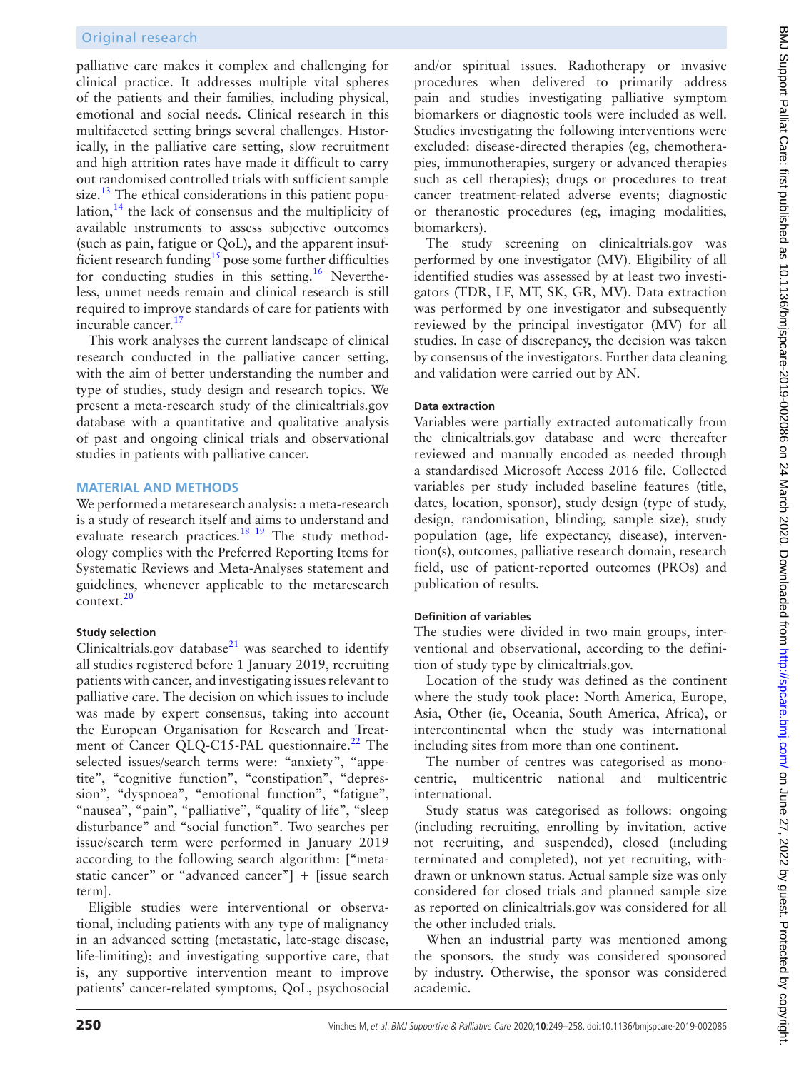palliative care makes it complex and challenging for clinical practice. It addresses multiple vital spheres of the patients and their families, including physical, emotional and social needs. Clinical research in this multifaceted setting brings several challenges. Historically, in the palliative care setting, slow recruitment and high attrition rates have made it difficult to carry out randomised controlled trials with sufficient sample size.[13] The ethical considerations in this patient population,[14] the lack of consensus and the multiplicity of available instruments to assess subjective outcomes (such as pain, fatigue or QoL), and the apparent insufficient research funding[15] pose some further difficulties for conducting studies in this setting.[16] Nevertheless, unmet needs remain and clinical research is still required to improve standards of care for patients with incurable cancer.[17]

This work analyses the current landscape of clinical research conducted in the palliative cancer setting, with the aim of better understanding the number and type of studies, study design and research topics. We present a meta-research study of the clinicaltrials.gov database with a quantitative and qualitative analysis of past and ongoing clinical trials and observational studies in patients with palliative cancer.

## MATERIAL AND METHODS

We performed a metaresearch analysis: a meta-research is a study of research itself and aims to understand and evaluate research practices.[18 19] The study methodology complies with the Preferred Reporting Items for Systematic Reviews and Meta-Analyses statement and guidelines, whenever applicable to the metaresearch context.[20]

### Study selection

Clinicaltrials.gov database[21] was searched to identify all studies registered before 1 January 2019, recruiting patients with cancer, and investigating issues relevant to palliative care. The decision on which issues to include was made by expert consensus, taking into account the European Organisation for Research and Treatment of Cancer QLQ-C15-PAL questionnaire.[22] The selected issues/search terms were: "anxiety", "appetite", "cognitive function", "constipation", "depression", "dyspnoea", "emotional function", "fatigue", "nausea", "pain", "palliative", "quality of life", "sleep disturbance" and "social function". Two searches per issue/search term were performed in January 2019 according to the following search algorithm: ["metastatic cancer" or "advanced cancer"] + [issue search term].

Eligible studies were interventional or observational, including patients with any type of malignancy in an advanced setting (metastatic, late-stage disease, life-limiting); and investigating supportive care, that is, any supportive intervention meant to improve patients' cancer-related symptoms, QoL, psychosocial and/or spiritual issues. Radiotherapy or invasive procedures when delivered to primarily address pain and studies investigating palliative symptom biomarkers or diagnostic tools were included as well. Studies investigating the following interventions were excluded: disease-directed therapies (eg, chemotherapies, immunotherapies, surgery or advanced therapies such as cell therapies); drugs or procedures to treat cancer treatment-related adverse events; diagnostic or theranostic procedures (eg, imaging modalities, biomarkers).

The study screening on clinicaltrials.gov was performed by one investigator (MV). Eligibility of all identified studies was assessed by at least two investigators (TDR, LF, MT, SK, GR, MV). Data extraction was performed by one investigator and subsequently reviewed by the principal investigator (MV) for all studies. In case of discrepancy, the decision was taken by consensus of the investigators. Further data cleaning and validation were carried out by AN.

### Data extraction

Variables were partially extracted automatically from the clinicaltrials.gov database and were thereafter reviewed and manually encoded as needed through a standardised Microsoft Access 2016 file. Collected variables per study included baseline features (title, dates, location, sponsor), study design (type of study, design, randomisation, blinding, sample size), study population (age, life expectancy, disease), intervention(s), outcomes, palliative research domain, research field, use of patient-reported outcomes (PROs) and publication of results.

### Definition of variables

The studies were divided in two main groups, interventional and observational, according to the definition of study type by clinicaltrials.gov.

Location of the study was defined as the continent where the study took place: North America, Europe, Asia, Other (ie, Oceania, South America, Africa), or intercontinental when the study was international including sites from more than one continent.

The number of centres was categorised as monocentric, multicentric national and multicentric international.

Study status was categorised as follows: ongoing (including recruiting, enrolling by invitation, active not recruiting, and suspended), closed (including terminated and completed), not yet recruiting, withdrawn or unknown status. Actual sample size was only considered for closed trials and planned sample size as reported on clinicaltrials.gov was considered for all the other included trials.

When an industrial party was mentioned among the sponsors, the study was considered sponsored by industry. Otherwise, the sponsor was considered academic.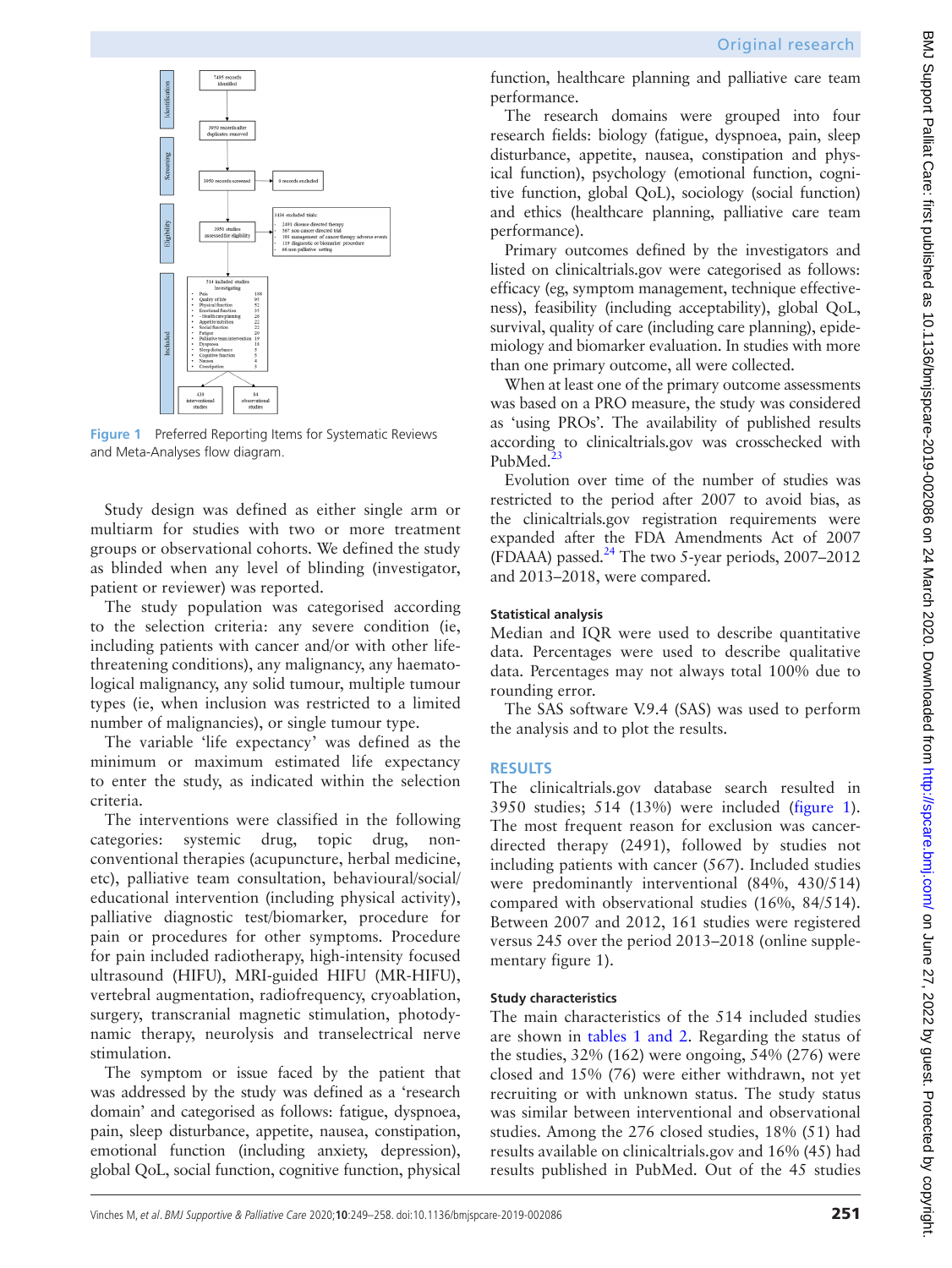Identification

7495 records identified

3950 records after duplicates removed

Screening

3950 records screened

0 records excluded

Eligibility

3950 studies assessed for eligibility

3436 excluded trials:
- 2491 disease directed therapy
- 567 non cancer directed trial
- 303 management of cancer therapy adverse events
- 119 diagnostic or biomarker procedure
- 66 non palliative setting

Included

514 included studies investigating
- Pain 188
- Quality of life 95
- Physical function 52
- Emotional function 33
- Health care planning 26
- Appetite/nutrition 22
- Social function 22
- Fatigue 20
- Palliative team intervention 19
- Dyspnoea 18
- Sleep disturbance 5
- Cognitive function 5
- Nausea 4
- Constipation 3

430 interventional studies

84 observational studies

**Figure 1** Preferred Reporting Items for Systematic Reviews and Meta-Analyses flow diagram.

Study design was defined as either single arm or multiarm for studies with two or more treatment groups or observational cohorts. We defined the study as blinded when any level of blinding (investigator, patient or reviewer) was reported.

The study population was categorised according to the selection criteria: any severe condition (ie, including patients with cancer and/or with other life-threatening conditions), any malignancy, any haematological malignancy, any solid tumour, multiple tumour types (ie, when inclusion was restricted to a limited number of malignancies), or single tumour type.

The variable 'life expectancy' was defined as the minimum or maximum estimated life expectancy to enter the study, as indicated within the selection criteria.

The interventions were classified in the following categories: systemic drug, topic drug, non-conventional therapies (acupuncture, herbal medicine, etc), palliative team consultation, behavioural/social/educational intervention (including physical activity), palliative diagnostic test/biomarker, procedure for pain or procedures for other symptoms. Procedure for pain included radiotherapy, high-intensity focused ultrasound (HIFU), MRI-guided HIFU (MR-HIFU), vertebral augmentation, radiofrequency, cryoablation, surgery, transcranial magnetic stimulation, photodynamic therapy, neurolysis and transelectrical nerve stimulation.

The symptom or issue faced by the patient that was addressed by the study was defined as a 'research domain' and categorised as follows: fatigue, dyspnoea, pain, sleep disturbance, appetite, nausea, constipation, emotional function (including anxiety, depression), global QoL, social function, cognitive function, physical function, healthcare planning and palliative care team performance.

The research domains were grouped into four research fields: biology (fatigue, dyspnoea, pain, sleep disturbance, appetite, nausea, constipation and physical function), psychology (emotional function, cognitive function, global QoL), sociology (social function) and ethics (healthcare planning, palliative care team performance).

Primary outcomes defined by the investigators and listed on clinicaltrials.gov were categorised as follows: efficacy (eg, symptom management, technique effectiveness), feasibility (including acceptability), global QoL, survival, quality of care (including care planning), epidemiology and biomarker evaluation. In studies with more than one primary outcome, all were collected.

When at least one of the primary outcome assessments was based on a PRO measure, the study was considered as 'using PROs'. The availability of published results according to clinicaltrials.gov was crosschecked with PubMed.[23]

Evolution over time of the number of studies was restricted to the period after 2007 to avoid bias, as the clinicaltrials.gov registration requirements were expanded after the FDA Amendments Act of 2007 (FDAAA) passed.[24] The two 5-year periods, 2007–2012 and 2013–2018, were compared.

### Statistical analysis

Median and IQR were used to describe quantitative data. Percentages were used to describe qualitative data. Percentages may not always total 100% due to rounding error.

The SAS software V.9.4 (SAS) was used to perform the analysis and to plot the results.

## RESULTS

The clinicaltrials.gov database search resulted in 3950 studies; 514 (13%) were included (figure 1). The most frequent reason for exclusion was cancer-directed therapy (2491), followed by studies not including patients with cancer (567). Included studies were predominantly interventional (84%, 430/514) compared with observational studies (16%, 84/514). Between 2007 and 2012, 161 studies were registered versus 245 over the period 2013–2018 (online supplementary figure 1).

### Study characteristics

The main characteristics of the 514 included studies are shown in tables 1 and 2. Regarding the status of the studies, 32% (162) were ongoing, 54% (276) were closed and 15% (76) were either withdrawn, not yet recruiting or with unknown status. The study status was similar between interventional and observational studies. Among the 276 closed studies, 18% (51) had results available on clinicaltrials.gov and 16% (45) had results published in PubMed. Out of the 45 studies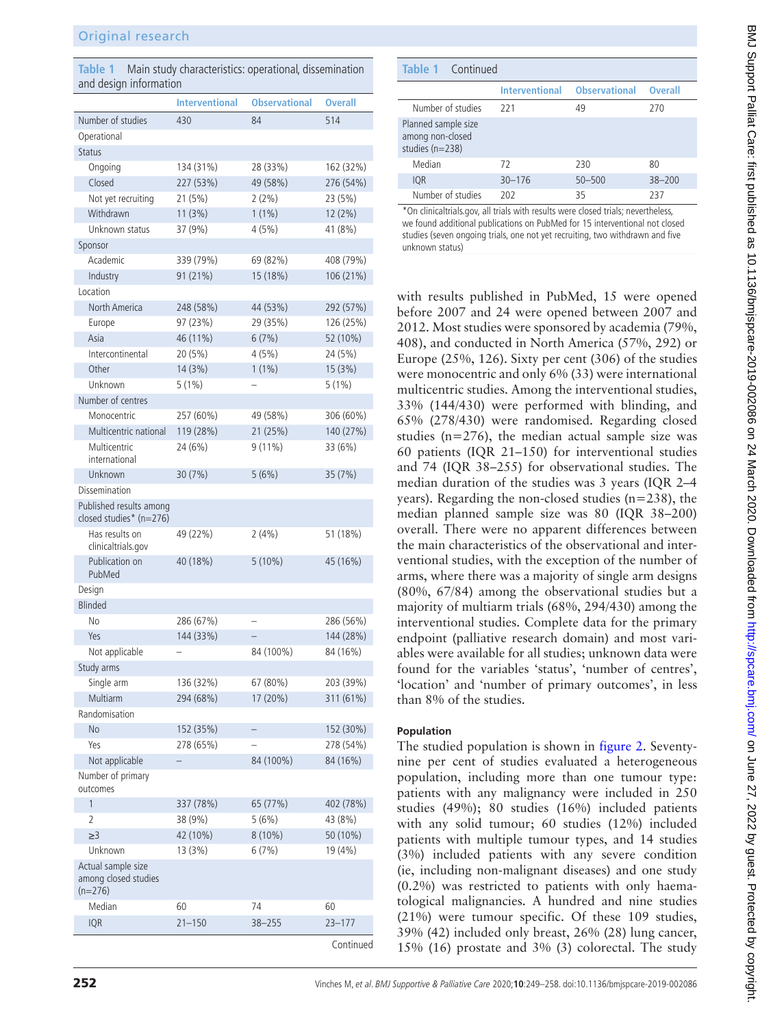**Table 1** Main study characteristics: operational, dissemination and design information

| | Interventional | Observational | Overall |
|---|---|---|---|
| Number of studies | 430 | 84 | 514 |
| Operational | | | |
| Status | | | |
| Ongoing | 134 (31%) | 28 (33%) | 162 (32%) |
| Closed | 227 (53%) | 49 (58%) | 276 (54%) |
| Not yet recruiting | 21 (5%) | 2 (2%) | 23 (5%) |
| Withdrawn | 11 (3%) | 1 (1%) | 12 (2%) |
| Unknown status | 37 (9%) | 4 (5%) | 41 (8%) |
| Sponsor | | | |
| Academic | 339 (79%) | 69 (82%) | 408 (79%) |
| Industry | 91 (21%) | 15 (18%) | 106 (21%) |
| Location | | | |
| North America | 248 (58%) | 44 (53%) | 292 (57%) |
| Europe | 97 (23%) | 29 (35%) | 126 (25%) |
| Asia | 46 (11%) | 6 (7%) | 52 (10%) |
| Intercontinental | 20 (5%) | 4 (5%) | 24 (5%) |
| Other | 14 (3%) | 1 (1%) | 15 (3%) |
| Unknown | 5 (1%) | – | 5 (1%) |
| Number of centres | | | |
| Monocentric | 257 (60%) | 49 (58%) | 306 (60%) |
| Multicentric national | 119 (28%) | 21 (25%) | 140 (27%) |
| Multicentric international | 24 (6%) | 9 (11%) | 33 (6%) |
| Unknown | 30 (7%) | 5 (6%) | 35 (7%) |
| Dissemination | | | |
| Published results among closed studies* (n=276) | | | |
| Has results on clinicaltrials.gov | 49 (22%) | 2 (4%) | 51 (18%) |
| Publication on PubMed | 40 (18%) | 5 (10%) | 45 (16%) |
| Design | | | |
| Blinded | | | |
| No | 286 (67%) | – | 286 (56%) |
| Yes | 144 (33%) | – | 144 (28%) |
| Not applicable | – | 84 (100%) | 84 (16%) |
| Study arms | | | |
| Single arm | 136 (32%) | 67 (80%) | 203 (39%) |
| Multiarm | 294 (68%) | 17 (20%) | 311 (61%) |
| Randomisation | | | |
| No | 152 (35%) | – | 152 (30%) |
| Yes | 278 (65%) | – | 278 (54%) |
| Not applicable | – | 84 (100%) | 84 (16%) |
| Number of primary outcomes | | | |
| 1 | 337 (78%) | 65 (77%) | 402 (78%) |
| 2 | 38 (9%) | 5 (6%) | 43 (8%) |
| ≥3 | 42 (10%) | 8 (10%) | 50 (10%) |
| Unknown | 13 (3%) | 6 (7%) | 19 (4%) |
| Actual sample size among closed studies (n=276) | | | |
| Median | 60 | 74 | 60 |
| IQR | 21–150 | 38–255 | 23–177 |
| Number of studies | 221 | 49 | 270 |
| Planned sample size among non-closed studies (n=238) | | | |
| Median | 72 | 230 | 80 |
| IQR | 30–176 | 50–500 | 38–200 |
| Number of studies | 202 | 35 | 237 |

*On clinicaltrials.gov, all trials with results were closed trials; nevertheless, we found additional publications on PubMed for 15 interventional not closed studies (seven ongoing trials, one not yet recruiting, two withdrawn and five unknown status)

with results published in PubMed, 15 were opened before 2007 and 24 were opened between 2007 and 2012. Most studies were sponsored by academia (79%, 408), and conducted in North America (57%, 292) or Europe (25%, 126). Sixty per cent (306) of the studies were monocentric and only 6% (33) were international multicentric studies. Among the interventional studies, 33% (144/430) were performed with blinding, and 65% (278/430) were randomised. Regarding closed studies (n=276), the median actual sample size was 60 patients (IQR 21–150) for interventional studies and 74 (IQR 38–255) for observational studies. The median duration of the studies was 3 years (IQR 2–4 years). Regarding the non-closed studies (n=238), the median planned sample size was 80 (IQR 38–200) overall. There were no apparent differences between the main characteristics of the observational and interventional studies, with the exception of the number of arms, where there was a majority of single arm designs (80%, 67/84) among the observational studies but a majority of multiarm trials (68%, 294/430) among the interventional studies. Complete data for the primary endpoint (palliative research domain) and most variables were available for all studies; unknown data were found for the variables 'status', 'number of centres', 'location' and 'number of primary outcomes', in less than 8% of the studies.

### Population

The studied population is shown in figure 2. Seventy-nine per cent of studies evaluated a heterogeneous population, including more than one tumour type: patients with any malignancy were included in 250 studies (49%); 80 studies (16%) included patients with any solid tumour; 60 studies (12%) included patients with multiple tumour types, and 14 studies (3%) included patients with any severe condition (ie, including non-malignant diseases) and one study (0.2%) was restricted to patients with only haematological malignancies. A hundred and nine studies (21%) were tumour specific. Of these 109 studies, 39% (42) included only breast, 26% (28) lung cancer, 15% (16) prostate and 3% (3) colorectal. The study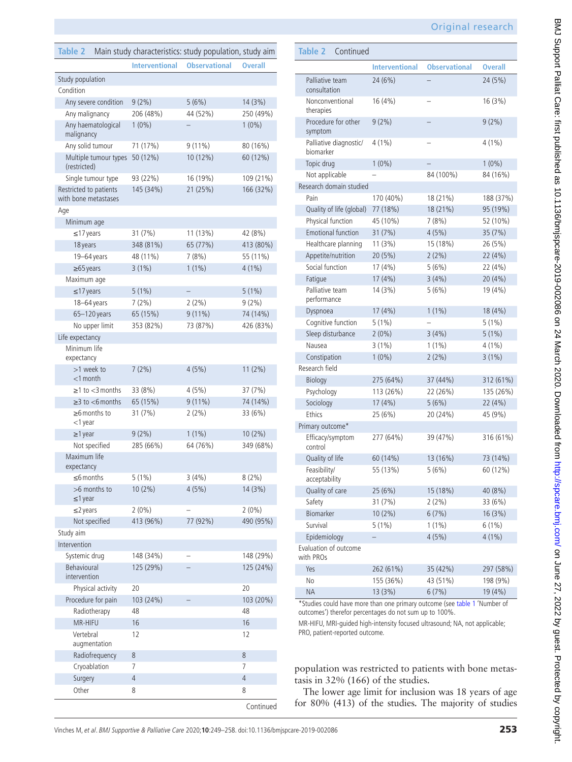**Table 2** Main study characteristics: study population, study aim

| | Interventional | Observational | Overall |
|---|---|---|---|
| **Study population** | | | |
| Condition | | | |
| Any severe condition | 9 (2%) | 5 (6%) | 14 (3%) |
| Any malignancy | 206 (48%) | 44 (52%) | 250 (49%) |
| Any haematological malignancy | 1 (0%) | – | 1 (0%) |
| Any solid tumour | 71 (17%) | 9 (11%) | 80 (16%) |
| Multiple tumour types (restricted) | 50 (12%) | 10 (12%) | 60 (12%) |
| Single tumour type | 93 (22%) | 16 (19%) | 109 (21%) |
| Restricted to patients with bone metastases | 145 (34%) | 21 (25%) | 166 (32%) |
| Age | | | |
| Minimum age | | | |
| ≤17 years | 31 (7%) | 11 (13%) | 42 (8%) |
| 18 years | 348 (81%) | 65 (77%) | 413 (80%) |
| 19–64 years | 48 (11%) | 7 (8%) | 55 (11%) |
| ≥65 years | 3 (1%) | 1 (1%) | 4 (1%) |
| Maximum age | | | |
| ≤17 years | 5 (1%) | – | 5 (1%) |
| 18–64 years | 7 (2%) | 2 (2%) | 9 (2%) |
| 65–120 years | 65 (15%) | 9 (11%) | 74 (14%) |
| No upper limit | 353 (82%) | 73 (87%) | 426 (83%) |
| Life expectancy | | | |
| Minimum life expectancy | | | |
| >1 week to <1 month | 7 (2%) | 4 (5%) | 11 (2%) |
| ≥1 to <3 months | 33 (8%) | 4 (5%) | 37 (7%) |
| ≥3 to <6 months | 65 (15%) | 9 (11%) | 74 (14%) |
| ≥6 months to <1 year | 31 (7%) | 2 (2%) | 33 (6%) |
| ≥1 year | 9 (2%) | 1 (1%) | 10 (2%) |
| Not specified | 285 (66%) | 64 (76%) | 349 (68%) |
| Maximum life expectancy | | | |
| ≤6 months | 5 (1%) | 3 (4%) | 8 (2%) |
| >6 months to ≤1 year | 10 (2%) | 4 (5%) | 14 (3%) |
| ≤2 years | 2 (0%) | – | 2 (0%) |
| Not specified | 413 (96%) | 77 (92%) | 490 (95%) |
| **Study aim** | | | |
| Intervention | | | |
| Systemic drug | 148 (34%) | – | 148 (29%) |
| Behavioural intervention | 125 (29%) | – | 125 (24%) |
| Physical activity | 20 | | 20 |
| Procedure for pain | 103 (24%) | – | 103 (20%) |
| Radiotherapy | 48 | | 48 |
| MR-HIFU | 16 | | 16 |
| Vertebral augmentation | 12 | | 12 |
| Radiofrequency | 8 | | 8 |
| Cryoablation | 7 | | 7 |
| Surgery | 4 | | 4 |
| Other | 8 | | 8 |
| Palliative team consultation | 24 (6%) | – | 24 (5%) |
| Nonconventional therapies | 16 (4%) | – | 16 (3%) |
| Procedure for other symptom | 9 (2%) | – | 9 (2%) |
| Palliative diagnostic/biomarker | 4 (1%) | – | 4 (1%) |
| Topic drug | 1 (0%) | – | 1 (0%) |
| Not applicable | – | 84 (100%) | 84 (16%) |
| Research domain studied | | | |
| Pain | 170 (40%) | 18 (21%) | 188 (37%) |
| Quality of life (global) | 77 (18%) | 18 (21%) | 95 (19%) |
| Physical function | 45 (10%) | 7 (8%) | 52 (10%) |
| Emotional function | 31 (7%) | 4 (5%) | 35 (7%) |
| Healthcare planning | 11 (3%) | 15 (18%) | 26 (5%) |
| Appetite/nutrition | 20 (5%) | 2 (2%) | 22 (4%) |
| Social function | 17 (4%) | 5 (6%) | 22 (4%) |
| Fatigue | 17 (4%) | 3 (4%) | 20 (4%) |
| Palliative team performance | 14 (3%) | 5 (6%) | 19 (4%) |
| Dyspnoea | 17 (4%) | 1 (1%) | 18 (4%) |
| Cognitive function | 5 (1%) | – | 5 (1%) |
| Sleep disturbance | 2 (0%) | 3 (4%) | 5 (1%) |
| Nausea | 3 (1%) | 1 (1%) | 4 (1%) |
| Constipation | 1 (0%) | 2 (2%) | 3 (1%) |
| Research field | | | |
| Biology | 275 (64%) | 37 (44%) | 312 (61%) |
| Psychology | 113 (26%) | 22 (26%) | 135 (26%) |
| Sociology | 17 (4%) | 5 (6%) | 22 (4%) |
| Ethics | 25 (6%) | 20 (24%) | 45 (9%) |
| Primary outcome* | | | |
| Efficacy/symptom control | 277 (64%) | 39 (47%) | 316 (61%) |
| Quality of life | 60 (14%) | 13 (16%) | 73 (14%) |
| Feasibility/acceptability | 55 (13%) | 5 (6%) | 60 (12%) |
| Quality of care | 25 (6%) | 15 (18%) | 40 (8%) |
| Safety | 31 (7%) | 2 (2%) | 33 (6%) |
| Biomarker | 10 (2%) | 6 (7%) | 16 (3%) |
| Survival | 5 (1%) | 1 (1%) | 6 (1%) |
| Epidemiology | – | 4 (5%) | 4 (1%) |
| Evaluation of outcome with PROs | | | |
| Yes | 262 (61%) | 35 (42%) | 297 (58%) |
| No | 155 (36%) | 43 (51%) | 198 (9%) |
| NA | 13 (3%) | 6 (7%) | 19 (4%) |

*Studies could have more than one primary outcome (see table 1 'Number of outcomes') therefor percentages do not sum up to 100%.

MR-HIFU, MRI-guided high-intensity focused ultrasound; NA, not applicable; PRO, patient-reported outcome.

population was restricted to patients with bone metastasis in 32% (166) of the studies.

The lower age limit for inclusion was 18 years of age for 80% (413) of the studies. The majority of studies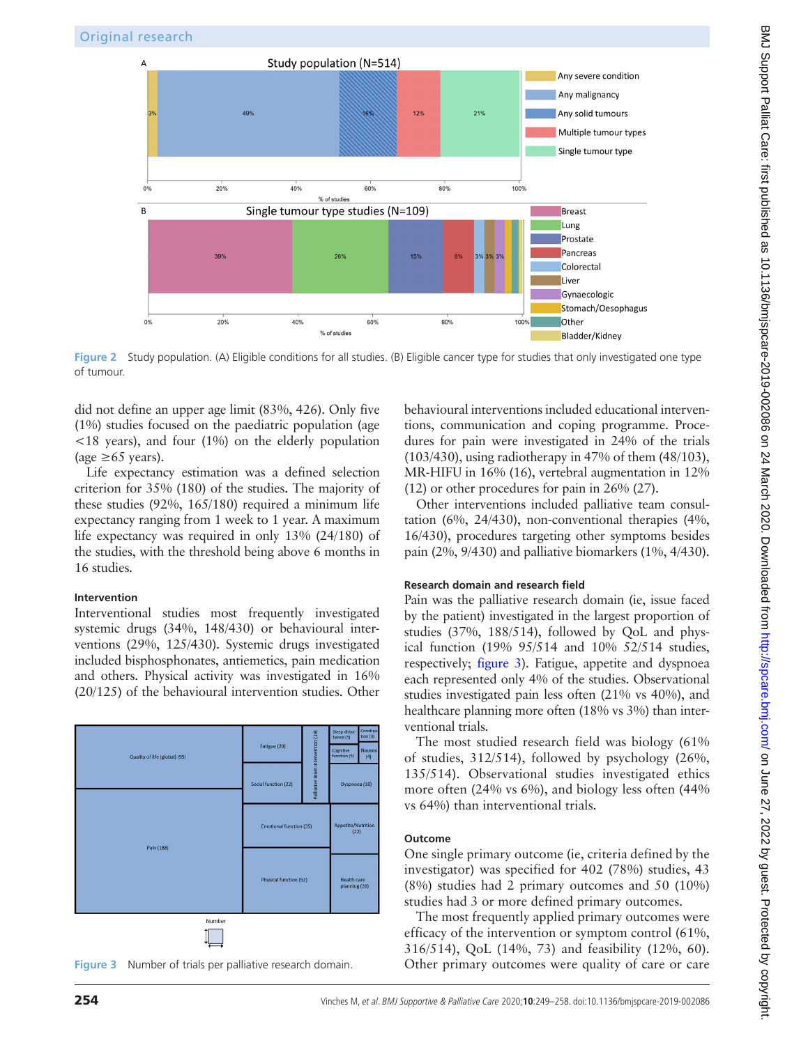A

Study population (N=514)

3%
49%
16%
12%
21%

0%
20%
40%
60%
80%
100%
% of studies

Any severe condition
Any malignancy
Any solid tumours
Multiple tumour types
Single tumour type

B

Single tumour type studies (N=109)

39%
26%
15%
8%
3%
3%
3%

0%
20%
40%
60%
80%
100%
% of studies

Breast
Lung
Prostate
Pancreas
Colorectal
Liver
Gynaecologic
Stomach/Oesophagus
Other
Bladder/Kidney

**Figure 2** Study population. (A) Eligible conditions for all studies. (B) Eligible cancer type for studies that only investigated one type of tumour.

did not define an upper age limit (83%, 426). Only five (1%) studies focused on the paediatric population (age <18 years), and four (1%) on the elderly population (age ≥65 years).

Life expectancy estimation was a defined selection criterion for 35% (180) of the studies. The majority of these studies (92%, 165/180) required a minimum life expectancy ranging from 1 week to 1 year. A maximum life expectancy was required in only 13% (24/180) of the studies, with the threshold being above 6 months in 16 studies.

### Intervention

Interventional studies most frequently investigated systemic drugs (34%, 148/430) or behavioural interventions (29%, 125/430). Systemic drugs investigated included bisphosphonates, antiemetics, pain medication and others. Physical activity was investigated in 16% (20/125) of the behavioural intervention studies. Other behavioural interventions included educational interventions, communication and coping programme. Procedures for pain were investigated in 24% of the trials (103/430), using radiotherapy in 47% of them (48/103), MR-HIFU in 16% (16), vertebral augmentation in 12% (12) or other procedures for pain in 26% (27).

Other interventions included palliative team consultation (6%, 24/430), non-conventional therapies (4%, 16/430), procedures targeting other symptoms besides pain (2%, 9/430) and palliative biomarkers (1%, 4/430).

Quality of life (global) (95)
Fatigue (20)
Palliative team intervention (19)
Sleep disturbance (5)
Constipation (3)
Cognitive function (5)
Nausea (4)
Social function (22)
Dyspnoea (18)
Emotional function (35)
Appetite/Nutrition (22)
Pain (188)
Physical function (52)
Health care planning (26)

Number

**Figure 3** Number of trials per palliative research domain.

### Research domain and research field

Pain was the palliative research domain (ie, issue faced by the patient) investigated in the largest proportion of studies (37%, 188/514), followed by QoL and physical function (19% 95/514 and 10% 52/514 studies, respectively; figure 3). Fatigue, appetite and dyspnoea each represented only 4% of the studies. Observational studies investigated pain less often (21% vs 40%), and healthcare planning more often (18% vs 3%) than interventional trials.

The most studied research field was biology (61% of studies, 312/514), followed by psychology (26%, 135/514). Observational studies investigated ethics more often (24% vs 6%), and biology less often (44% vs 64%) than interventional trials.

### Outcome

One single primary outcome (ie, criteria defined by the investigator) was specified for 402 (78%) studies, 43 (8%) studies had 2 primary outcomes and 50 (10%) studies had 3 or more defined primary outcomes.

The most frequently applied primary outcomes were efficacy of the intervention or symptom control (61%, 316/514), QoL (14%, 73) and feasibility (12%, 60). Other primary outcomes were quality of care or care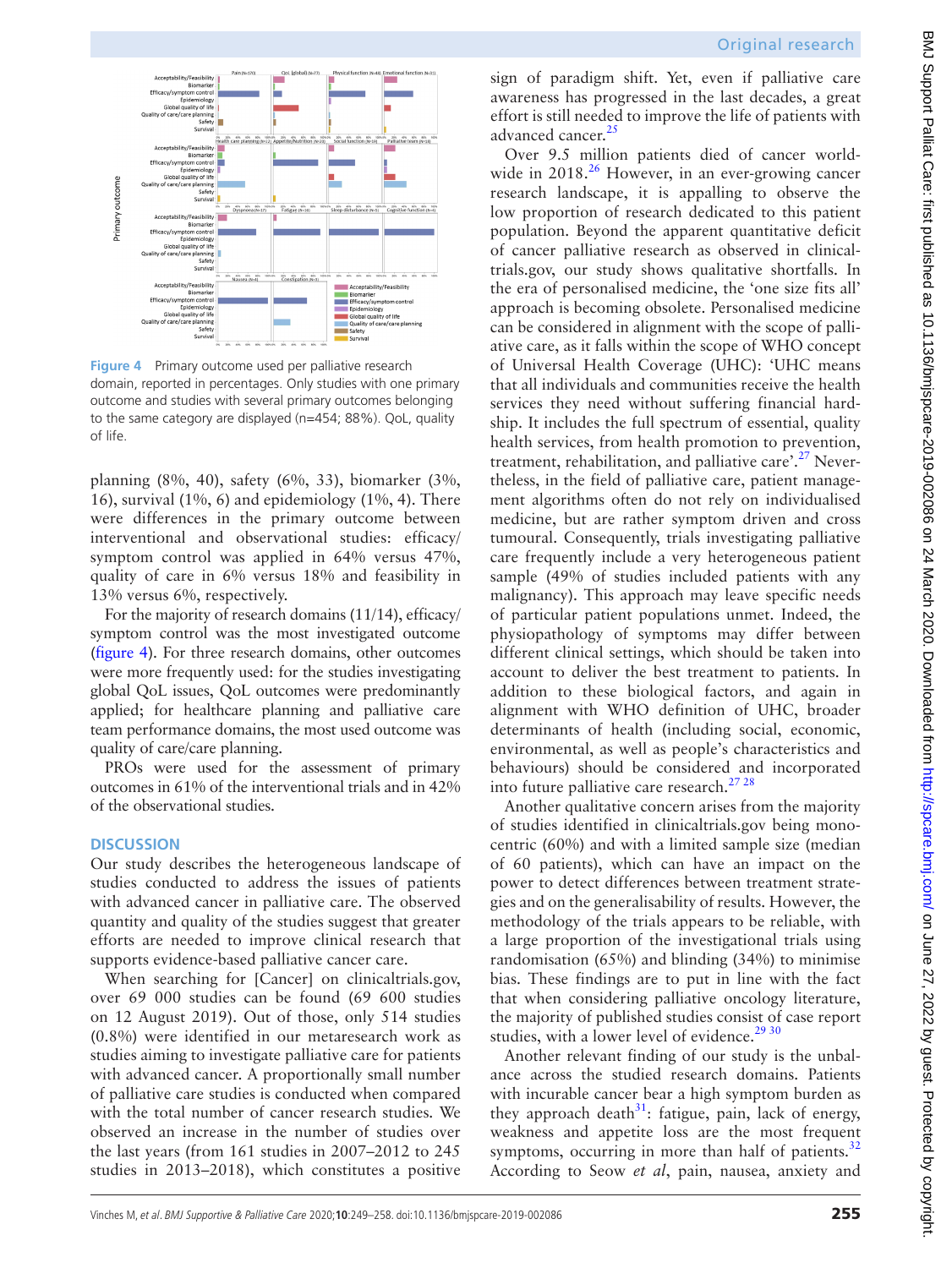Primary outcome

Pain (N=170) | QoL (global) (N=17) | Physical function (N=46) | Emotional function (N=31)

Acceptability/Feasibility
Biomarker
Efficacy/symptom control
Epidemiology
Global quality of life
Quality of care/care planning
Safety
Survival

Health care planning (N=12) | Appetite/Nutrition (N=23) | Social function (N=16) | Palliative team (N=18)

Dyspnoea (N=17) | Fatigue (N=38) | Sleep disturbance (N=5) | Cognitive function (N=6)

Nausea (N=6) | Constipation (N=5)

Acceptability/Feasibility
Biomarker
Efficacy/symptom control
Epidemiology
Global quality of life
Quality of care/care planning
Safety
Survival

**Figure 4** Primary outcome used per palliative research domain, reported in percentages. Only studies with one primary outcome and studies with several primary outcomes belonging to the same category are displayed (n=454; 88%). QoL, quality of life.

planning (8%, 40), safety (6%, 33), biomarker (3%, 16), survival (1%, 6) and epidemiology (1%, 4). There were differences in the primary outcome between interventional and observational studies: efficacy/symptom control was applied in 64% versus 47%, quality of care in 6% versus 18% and feasibility in 13% versus 6%, respectively.

For the majority of research domains (11/14), efficacy/symptom control was the most investigated outcome (figure 4). For three research domains, other outcomes were more frequently used: for the studies investigating global QoL issues, QoL outcomes were predominantly applied; for healthcare planning and palliative care team performance domains, the most used outcome was quality of care/care planning.

PROs were used for the assessment of primary outcomes in 61% of the interventional trials and in 42% of the observational studies.

## DISCUSSION

Our study describes the heterogeneous landscape of studies conducted to address the issues of patients with advanced cancer in palliative care. The observed quantity and quality of the studies suggest that greater efforts are needed to improve clinical research that supports evidence-based palliative cancer care.

When searching for [Cancer] on clinicaltrials.gov, over 69 000 studies can be found (69 600 studies on 12 August 2019). Out of those, only 514 studies (0.8%) were identified in our metaresearch work as studies aiming to investigate palliative care for patients with advanced cancer. A proportionally small number of palliative care studies is conducted when compared with the total number of cancer research studies. We observed an increase in the number of studies over the last years (from 161 studies in 2007–2012 to 245 studies in 2013–2018), which constitutes a positive sign of paradigm shift. Yet, even if palliative care awareness has progressed in the last decades, a great effort is still needed to improve the life of patients with advanced cancer.[25]

Over 9.5 million patients died of cancer worldwide in 2018.[26] However, in an ever-growing cancer research landscape, it is appalling to observe the low proportion of research dedicated to this patient population. Beyond the apparent quantitative deficit of cancer palliative research as observed in clinicaltrials.gov, our study shows qualitative shortfalls. In the era of personalised medicine, the 'one size fits all' approach is becoming obsolete. Personalised medicine can be considered in alignment with the scope of palliative care, as it falls within the scope of WHO concept of Universal Health Coverage (UHC): 'UHC means that all individuals and communities receive the health services they need without suffering financial hardship. It includes the full spectrum of essential, quality health services, from health promotion to prevention, treatment, rehabilitation, and palliative care'.[27] Nevertheless, in the field of palliative care, patient management algorithms often do not rely on individualised medicine, but are rather symptom driven and cross tumoural. Consequently, trials investigating palliative care frequently include a very heterogeneous patient sample (49% of studies included patients with any malignancy). This approach may leave specific needs of particular patient populations unmet. Indeed, the physiopathology of symptoms may differ between different clinical settings, which should be taken into account to deliver the best treatment to patients. In addition to these biological factors, and again in alignment with WHO definition of UHC, broader determinants of health (including social, economic, environmental, as well as people's characteristics and behaviours) should be considered and incorporated into future palliative care research.[27 28]

Another qualitative concern arises from the majority of studies identified in clinicaltrials.gov being monocentric (60%) and with a limited sample size (median of 60 patients), which can have an impact on the power to detect differences between treatment strategies and on the generalisability of results. However, the methodology of the trials appears to be reliable, with a large proportion of the investigational trials using randomisation (65%) and blinding (34%) to minimise bias. These findings are to put in line with the fact that when considering palliative oncology literature, the majority of published studies consist of case report studies, with a lower level of evidence.[29 30]

Another relevant finding of our study is the unbalance across the studied research domains. Patients with incurable cancer bear a high symptom burden as they approach death[31]: fatigue, pain, lack of energy, weakness and appetite loss are the most frequent symptoms, occurring in more than half of patients.[32] According to Seow *et al*, pain, nausea, anxiety and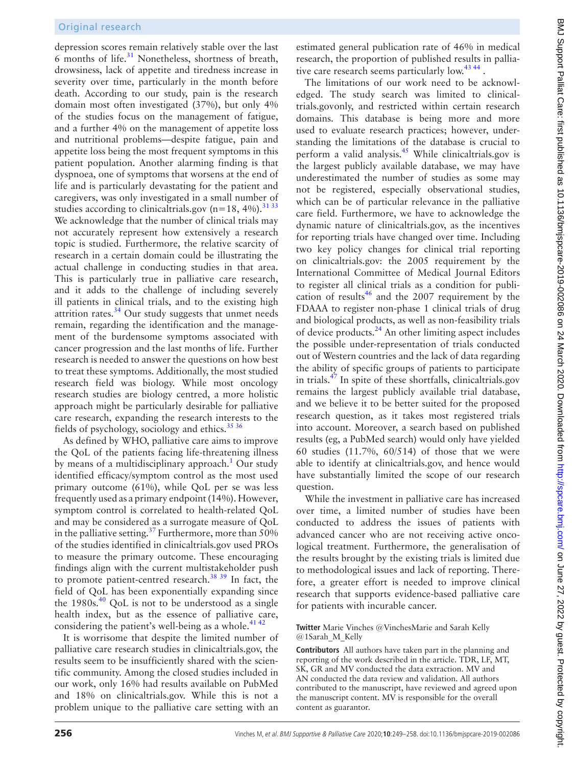depression scores remain relatively stable over the last 6 months of life.[31] Nonetheless, shortness of breath, drowsiness, lack of appetite and tiredness increase in severity over time, particularly in the month before death. According to our study, pain is the research domain most often investigated (37%), but only 4% of the studies focus on the management of fatigue, and a further 4% on the management of appetite loss and nutritional problems—despite fatigue, pain and appetite loss being the most frequent symptoms in this patient population. Another alarming finding is that dyspnoea, one of symptoms that worsens at the end of life and is particularly devastating for the patient and caregivers, was only investigated in a small number of studies according to clinicaltrials.gov (n=18, 4%).[31 33] We acknowledge that the number of clinical trials may not accurately represent how extensively a research topic is studied. Furthermore, the relative scarcity of research in a certain domain could be illustrating the actual challenge in conducting studies in that area. This is particularly true in palliative care research, and it adds to the challenge of including severely ill patients in clinical trials, and to the existing high attrition rates.[34] Our study suggests that unmet needs remain, regarding the identification and the management of the burdensome symptoms associated with cancer progression and the last months of life. Further research is needed to answer the questions on how best to treat these symptoms. Additionally, the most studied research field was biology. While most oncology research studies are biology centred, a more holistic approach might be particularly desirable for palliative care research, expanding the research interests to the fields of psychology, sociology and ethics.[35 36]

As defined by WHO, palliative care aims to improve the QoL of the patients facing life-threatening illness by means of a multidisciplinary approach.[1] Our study identified efficacy/symptom control as the most used primary outcome (61%), while QoL per se was less frequently used as a primary endpoint (14%). However, symptom control is correlated to health-related QoL and may be considered as a surrogate measure of QoL in the palliative setting.[37] Furthermore, more than 50% of the studies identified in clinicaltrials.gov used PROs to measure the primary outcome. These encouraging findings align with the current multistakeholder push to promote patient-centred research.[38 39] In fact, the field of QoL has been exponentially expanding since the 1980s.[40] QoL is not to be understood as a single health index, but as the essence of palliative care, considering the patient's well-being as a whole.[41 42]

It is worrisome that despite the limited number of palliative care research studies in clinicaltrials.gov, the results seem to be insufficiently shared with the scientific community. Among the closed studies included in our work, only 16% had results available on PubMed and 18% on clinicaltrials.gov. While this is not a problem unique to the palliative care setting with an estimated general publication rate of 46% in medical research, the proportion of published results in palliative care research seems particularly low.[43 44].

The limitations of our work need to be acknowledged. The study search was limited to clinicaltrials.govonly, and restricted within certain research domains. This database is being more and more used to evaluate research practices; however, understanding the limitations of the database is crucial to perform a valid analysis.[45] While clinicaltrials.gov is the largest publicly available database, we may have underestimated the number of studies as some may not be registered, especially observational studies, which can be of particular relevance in the palliative care field. Furthermore, we have to acknowledge the dynamic nature of clinicaltrials.gov, as the incentives for reporting trials have changed over time. Including two key policy changes for clinical trial reporting on clinicaltrials.gov: the 2005 requirement by the International Committee of Medical Journal Editors to register all clinical trials as a condition for publication of results[46] and the 2007 requirement by the FDAAA to register non-phase 1 clinical trials of drug and biological products, as well as non-feasibility trials of device products.[24] An other limiting aspect includes the possible under-representation of trials conducted out of Western countries and the lack of data regarding the ability of specific groups of patients to participate in trials.[47] In spite of these shortfalls, clinicaltrials.gov remains the largest publicly available trial database, and we believe it to be better suited for the proposed research question, as it takes most registered trials into account. Moreover, a search based on published results (eg, a PubMed search) would only have yielded 60 studies (11.7%, 60/514) of those that we were able to identify at clinicaltrials.gov, and hence would have substantially limited the scope of our research question.

While the investment in palliative care has increased over time, a limited number of studies have been conducted to address the issues of patients with advanced cancer who are not receiving active oncological treatment. Furthermore, the generalisation of the results brought by the existing trials is limited due to methodological issues and lack of reporting. Therefore, a greater effort is needed to improve clinical research that supports evidence-based palliative care for patients with incurable cancer.

**Twitter** Marie Vinches @VinchesMarie and Sarah Kelly @1Sarah_M_Kelly

**Contributors** All authors have taken part in the planning and reporting of the work described in the article. TDR, LF, MT, SK, GR and MV conducted the data extraction. MV and AN conducted the data review and validation. All authors contributed to the manuscript, have reviewed and agreed upon the manuscript content. MV is responsible for the overall content as guarantor.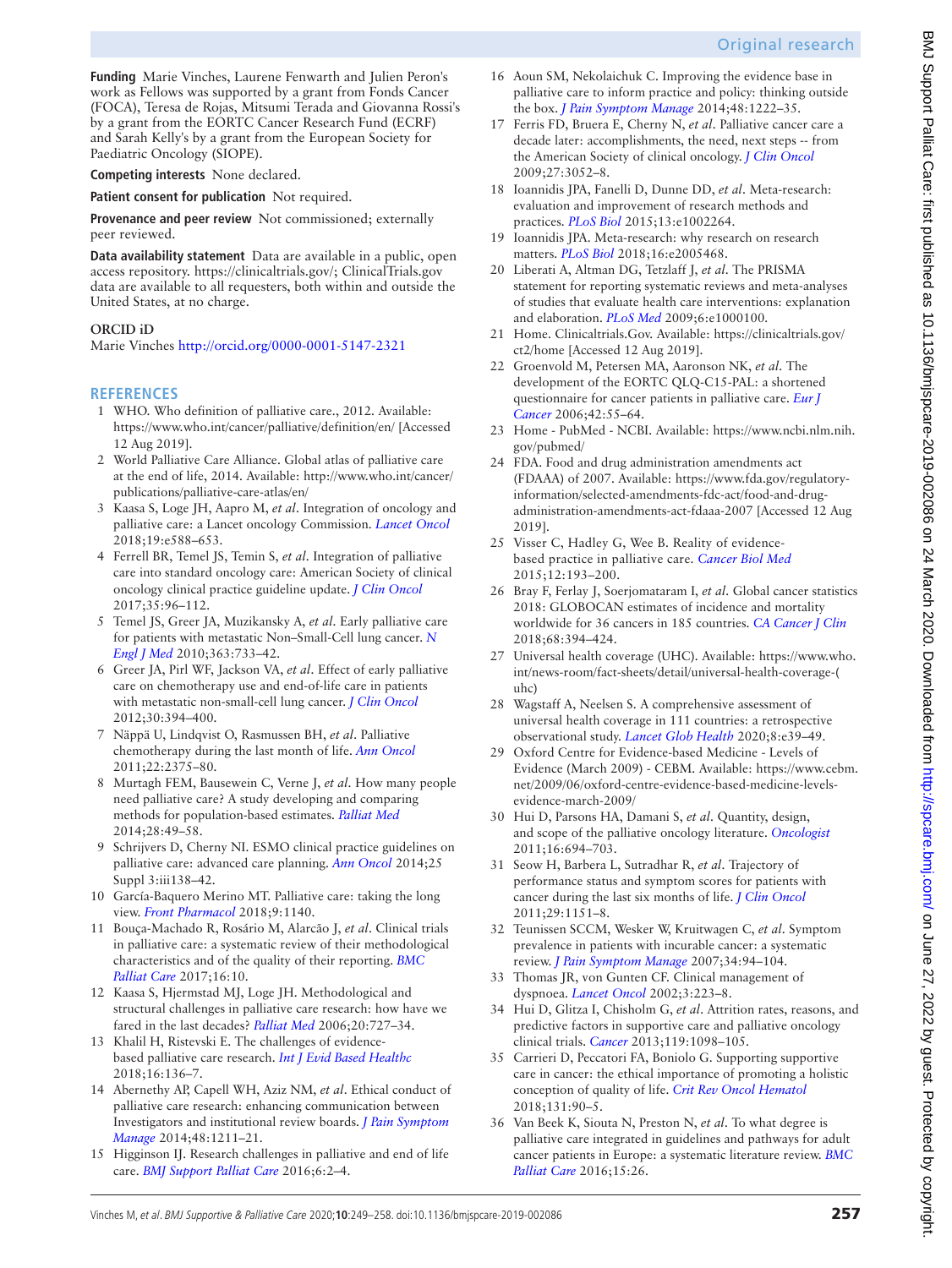**Funding** Marie Vinches, Laurene Fenwarth and Julien Peron's work as Fellows was supported by a grant from Fonds Cancer (FOCA), Teresa de Rojas, Mitsumi Terada and Giovanna Rossi's by a grant from the EORTC Cancer Research Fund (ECRF) and Sarah Kelly's by a grant from the European Society for Paediatric Oncology (SIOPE).

**Competing interests** None declared.

**Patient consent for publication** Not required.

**Provenance and peer review** Not commissioned; externally peer reviewed.

**Data availability statement** Data are available in a public, open access repository. https://clinicaltrials.gov/; ClinicalTrials.gov data are available to all requesters, both within and outside the United States, at no charge.

**ORCID iD**

Marie Vinches http://orcid.org/0000-0001-5147-2321

## REFERENCES

1. WHO. Who definition of palliative care., 2012. Available: https://www.who.int/cancer/palliative/definition/en/ [Accessed 12 Aug 2019].
2. World Palliative Care Alliance. Global atlas of palliative care at the end of life, 2014. Available: http://www.who.int/cancer/publications/palliative-care-atlas/en/
3. Kaasa S, Loge JH, Aapro M, *et al*. Integration of oncology and palliative care: a Lancet oncology Commission. *Lancet Oncol* 2018;19:e588–653.
4. Ferrell BR, Temel JS, Temin S, *et al*. Integration of palliative care into standard oncology care: American Society of clinical oncology clinical practice guideline update. *J Clin Oncol* 2017;35:96–112.
5. Temel JS, Greer JA, Muzikansky A, *et al*. Early palliative care for patients with metastatic Non–Small-Cell lung cancer. *N Engl J Med* 2010;363:733–42.
6. Greer JA, Pirl WF, Jackson VA, *et al*. Effect of early palliative care on chemotherapy use and end-of-life care in patients with metastatic non-small-cell lung cancer. *J Clin Oncol* 2012;30:394–400.
7. Näppä U, Lindqvist O, Rasmussen BH, *et al*. Palliative chemotherapy during the last month of life. *Ann Oncol* 2011;22:2375–80.
8. Murtagh FEM, Bausewein C, Verne J, *et al*. How many people need palliative care? A study developing and comparing methods for population-based estimates. *Palliat Med* 2014;28:49–58.
9. Schrijvers D, Cherny NI. ESMO clinical practice guidelines on palliative care: advanced care planning. *Ann Oncol* 2014;25 Suppl 3:iii138–42.
10. García-Baquero Merino MT. Palliative care: taking the long view. *Front Pharmacol* 2018;9:1140.
11. Bouça-Machado R, Rosário M, Alarcão J, *et al*. Clinical trials in palliative care: a systematic review of their methodological characteristics and of the quality of their reporting. *BMC Palliat Care* 2017;16:10.
12. Kaasa S, Hjermstad MJ, Loge JH. Methodological and structural challenges in palliative care research: how have we fared in the last decades? *Palliat Med* 2006;20:727–34.
13. Khalil H, Ristevski E. The challenges of evidence-based palliative care research. *Int J Evid Based Healthc* 2018;16:136–7.
14. Abernethy AP, Capell WH, Aziz NM, *et al*. Ethical conduct of palliative care research: enhancing communication between Investigators and institutional review boards. *J Pain Symptom Manage* 2014;48:1211–21.
15. Higginson IJ. Research challenges in palliative and end of life care. *BMJ Support Palliat Care* 2016;6:2–4.
16. Aoun SM, Nekolaichuk C. Improving the evidence base in palliative care to inform practice and policy: thinking outside the box. *J Pain Symptom Manage* 2014;48:1222–35.
17. Ferris FD, Bruera E, Cherny N, *et al*. Palliative cancer care a decade later: accomplishments, the need, next steps -- from the American Society of clinical oncology. *J Clin Oncol* 2009;27:3052–8.
18. Ioannidis JPA, Fanelli D, Dunne DD, *et al*. Meta-research: evaluation and improvement of research methods and practices. *PLoS Biol* 2015;13:e1002264.
19. Ioannidis JPA. Meta-research: why research on research matters. *PLoS Biol* 2018;16:e2005468.
20. Liberati A, Altman DG, Tetzlaff J, *et al*. The PRISMA statement for reporting systematic reviews and meta-analyses of studies that evaluate health care interventions: explanation and elaboration. *PLoS Med* 2009;6:e1000100.
21. Home. Clinicaltrials.Gov. Available: https://clinicaltrials.gov/ct2/home [Accessed 12 Aug 2019].
22. Groenvold M, Petersen MA, Aaronson NK, *et al*. The development of the EORTC QLQ-C15-PAL: a shortened questionnaire for cancer patients in palliative care. *Eur J Cancer* 2006;42:55–64.
23. Home - PubMed - NCBI. Available: https://www.ncbi.nlm.nih.gov/pubmed/
24. FDA. Food and drug administration amendments act (FDAAA) of 2007. Available: https://www.fda.gov/regulatory-information/selected-amendments-fdc-act/food-and-drug-administration-amendments-act-fdaaa-2007 [Accessed 12 Aug 2019].
25. Visser C, Hadley G, Wee B. Reality of evidence-based practice in palliative care. *Cancer Biol Med* 2015;12:193–200.
26. Bray F, Ferlay J, Soerjomataram I, *et al*. Global cancer statistics 2018: GLOBOCAN estimates of incidence and mortality worldwide for 36 cancers in 185 countries. *CA Cancer J Clin* 2018;68:394–424.
27. Universal health coverage (UHC). Available: https://www.who.int/news-room/fact-sheets/detail/universal-health-coverage-(uhc)
28. Wagstaff A, Neelsen S. A comprehensive assessment of universal health coverage in 111 countries: a retrospective observational study. *Lancet Glob Health* 2020;8:e39–49.
29. Oxford Centre for Evidence-based Medicine - Levels of Evidence (March 2009) - CEBM. Available: https://www.cebm.net/2009/06/oxford-centre-evidence-based-medicine-levels-evidence-march-2009/
30. Hui D, Parsons HA, Damani S, *et al*. Quantity, design, and scope of the palliative oncology literature. *Oncologist* 2011;16:694–703.
31. Seow H, Barbera L, Sutradhar R, *et al*. Trajectory of performance status and symptom scores for patients with cancer during the last six months of life. *J Clin Oncol* 2011;29:1151–8.
32. Teunissen SCCM, Wesker W, Kruitwagen C, *et al*. Symptom prevalence in patients with incurable cancer: a systematic review. *J Pain Symptom Manage* 2007;34:94–104.
33. Thomas JR, von Gunten CF. Clinical management of dyspnoea. *Lancet Oncol* 2002;3:223–8.
34. Hui D, Glitza I, Chisholm G, *et al*. Attrition rates, reasons, and predictive factors in supportive care and palliative oncology clinical trials. *Cancer* 2013;119:1098–105.
35. Carrieri D, Peccatori FA, Boniolo G. Supporting supportive care in cancer: the ethical importance of promoting a holistic conception of quality of life. *Crit Rev Oncol Hematol* 2018;131:90–5.
36. Van Beek K, Siouta N, Preston N, *et al*. To what degree is palliative care integrated in guidelines and pathways for adult cancer patients in Europe: a systematic literature review. *BMC Palliat Care* 2016;15:26.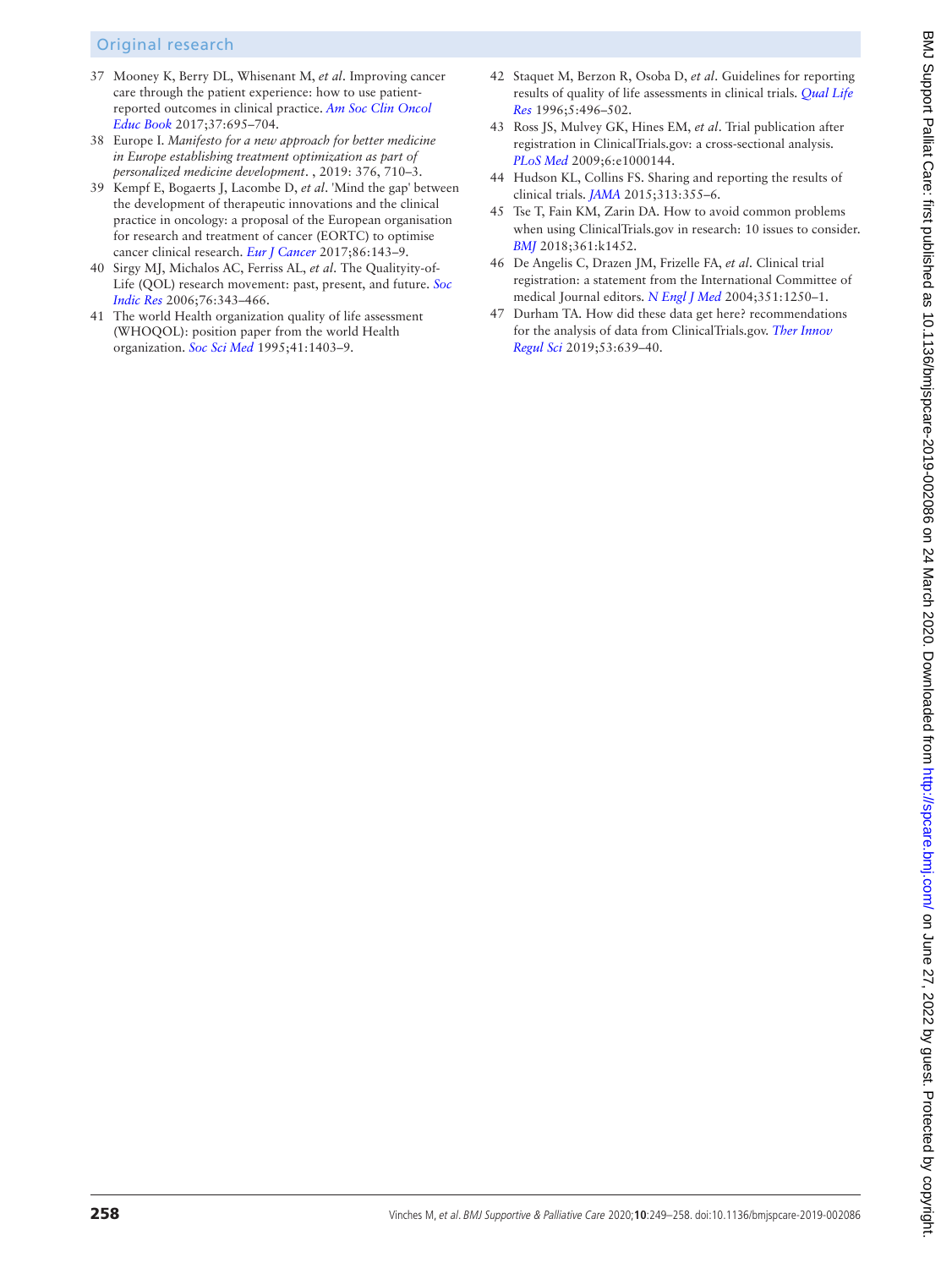37. Mooney K, Berry DL, Whisenant M, *et al*. Improving cancer care through the patient experience: how to use patient-reported outcomes in clinical practice. *Am Soc Clin Oncol Educ Book* 2017;37:695–704.
38. Europe I. *Manifesto for a new approach for better medicine in Europe establishing treatment optimization as part of personalized medicine development*. , 2019: 376, 710–3.
39. Kempf E, Bogaerts J, Lacombe D, *et al*. 'Mind the gap' between the development of therapeutic innovations and the clinical practice in oncology: a proposal of the European organisation for research and treatment of cancer (EORTC) to optimise cancer clinical research. *Eur J Cancer* 2017;86:143–9.
40. Sirgy MJ, Michalos AC, Ferriss AL, *et al*. The Qualityity-of-Life (QOL) research movement: past, present, and future. *Soc Indic Res* 2006;76:343–466.
41. The world Health organization quality of life assessment (WHOQOL): position paper from the world Health organization. *Soc Sci Med* 1995;41:1403–9.
42. Staquet M, Berzon R, Osoba D, *et al*. Guidelines for reporting results of quality of life assessments in clinical trials. *Qual Life Res* 1996;5:496–502.
43. Ross JS, Mulvey GK, Hines EM, *et al*. Trial publication after registration in ClinicalTrials.gov: a cross-sectional analysis. *PLoS Med* 2009;6:e1000144.
44. Hudson KL, Collins FS. Sharing and reporting the results of clinical trials. *JAMA* 2015;313:355–6.
45. Tse T, Fain KM, Zarin DA. How to avoid common problems when using ClinicalTrials.gov in research: 10 issues to consider. *BMJ* 2018;361:k1452.
46. De Angelis C, Drazen JM, Frizelle FA, *et al*. Clinical trial registration: a statement from the International Committee of medical Journal editors. *N Engl J Med* 2004;351:1250–1.
47. Durham TA. How did these data get here? recommendations for the analysis of data from ClinicalTrials.gov. *Ther Innov Regul Sci* 2019;53:639–40.